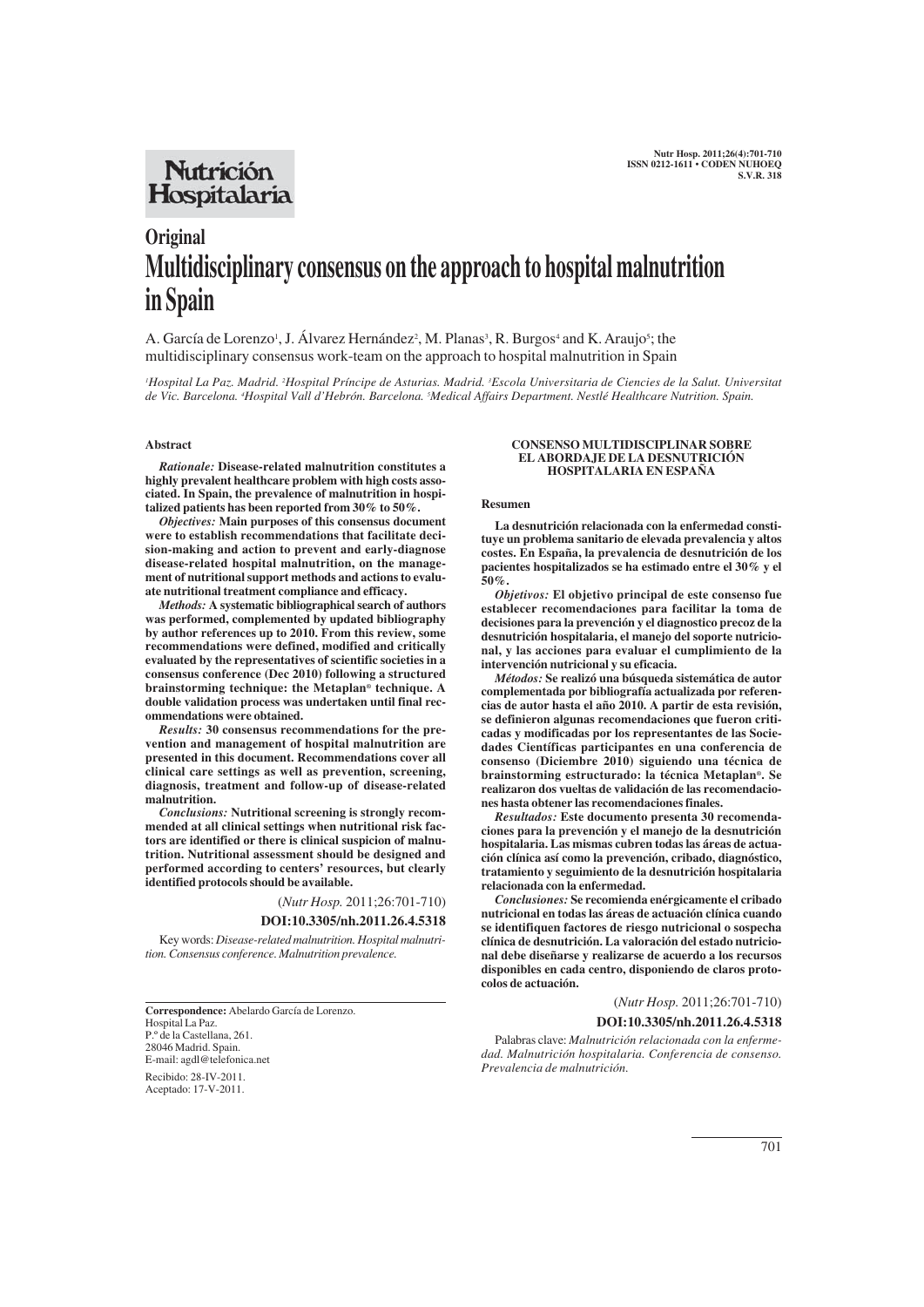**Original**

# Multidisciplinary consensus on the approach to hospital malnutrition in Spain

A. García de Lorenzo[1], J. Álvarez Hernández[2], M. Planas[3], R. Burgos[4] and K. Araujo[5]; the multidisciplinary consensus work-team on the approach to hospital malnutrition in Spain

[1]Hospital La Paz. Madrid. [2]Hospital Príncipe de Asturias. Madrid. [3]Escola Universitaria de Ciencies de la Salut. Universitat de Vic. Barcelona. [4]Hospital Vall d'Hebrón. Barcelona. [5]Medical Affairs Department. Nestlé Healthcare Nutrition. Spain.

## Abstract

***Rationale:*** **Disease-related malnutrition constitutes a highly prevalent healthcare problem with high costs associated. In Spain, the prevalence of malnutrition in hospitalized patients has been reported from 30% to 50%.**

***Objectives:*** **Main purposes of this consensus document were to establish recommendations that facilitate decision-making and action to prevent and early-diagnose disease-related hospital malnutrition, on the management of nutritional support methods and actions to evaluate nutritional treatment compliance and efficacy.**

***Methods:*** **A systematic bibliographical search of authors was performed, complemented by updated bibliography by author references up to 2010. From this review, some recommendations were defined, modified and critically evaluated by the representatives of scientific societies in a consensus conference (Dec 2010) following a structured brainstorming technique: the Metaplan® technique. A double validation process was undertaken until final recommendations were obtained.**

***Results:*** **30 consensus recommendations for the prevention and management of hospital malnutrition are presented in this document. Recommendations cover all clinical care settings as well as prevention, screening, diagnosis, treatment and follow-up of disease-related malnutrition.**

***Conclusions:*** **Nutritional screening is strongly recommended at all clinical settings when nutritional risk factors are identified or there is clinical suspicion of malnutrition. Nutritional assessment should be designed and performed according to centers' resources, but clearly identified protocols should be available.**

(*Nutr Hosp.* 2011;26:701-710)

**DOI:10.3305/nh.2011.26.4.5318**

Key words: *Disease-related malnutrition. Hospital malnutrition. Consensus conference. Malnutrition prevalence.*

**Correspondence:** Abelardo García de Lorenzo.
Hospital La Paz.
P.º de la Castellana, 261.
28046 Madrid. Spain.
E-mail: agdl@telefonica.net

Recibido: 28-IV-2011.
Aceptado: 17-V-2011.

**CONSENSO MULTIDISCIPLINAR SOBRE EL ABORDAJE DE LA DESNUTRICIÓN HOSPITALARIA EN ESPAÑA**

## Resumen

**La desnutrición relacionada con la enfermedad constituye un problema sanitario de elevada prevalencia y altos costes. En España, la prevalencia de desnutrición de los pacientes hospitalizados se ha estimado entre el 30% y el 50%.**

***Objetivos:*** **El objetivo principal de este consenso fue establecer recomendaciones para facilitar la toma de decisiones para la prevención y el diagnostico precoz de la desnutrición hospitalaria, el manejo del soporte nutricional, y las acciones para evaluar el cumplimiento de la intervención nutricional y su eficacia.**

***Métodos:*** **Se realizó una búsqueda sistemática de autor complementada por bibliografía actualizada por referencias de autor hasta el año 2010. A partir de esta revisión, se definieron algunas recomendaciones que fueron criticadas y modificadas por los representantes de las Sociedades Científicas participantes en una conferencia de consenso (Diciembre 2010) siguiendo una técnica de brainstorming estructurado: la técnica Metaplan®. Se realizaron dos vueltas de validación de las recomendaciones hasta obtener las recomendaciones finales.**

***Resultados:*** **Este documento presenta 30 recomendaciones para la prevención y el manejo de la desnutrición hospitalaria. Las mismas cubren todas las áreas de actuación clínica así como la prevención, cribado, diagnóstico, tratamiento y seguimiento de la desnutrición hospitalaria relacionada con la enfermedad.**

***Conclusiones:*** **Se recomienda enérgicamente el cribado nutricional en todas las áreas de actuación clínica cuando se identifiquen factores de riesgo nutricional o sospecha clínica de desnutrición. La valoración del estado nutricional debe diseñarse y realizarse de acuerdo a los recursos disponibles en cada centro, disponiendo de claros protocolos de actuación.**

(*Nutr Hosp.* 2011;26:701-710)

**DOI:10.3305/nh.2011.26.4.5318**

Palabras clave: *Malnutrición relacionada con la enfermedad. Malnutrición hospitalaria. Conferencia de consenso. Prevalencia de malnutrición.*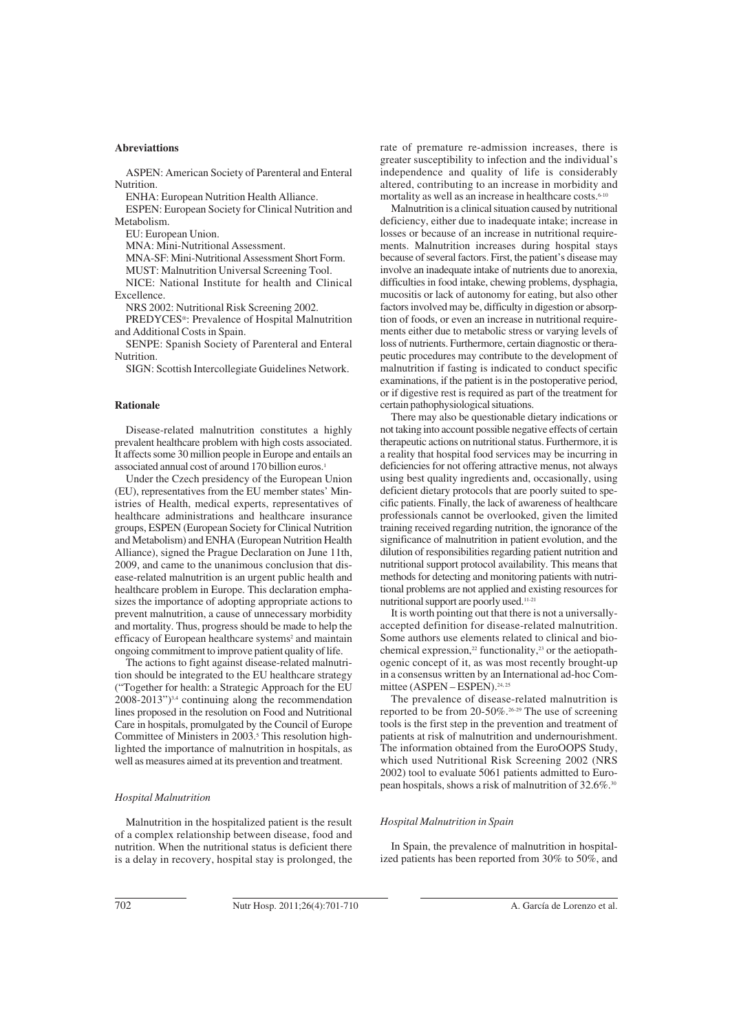**Abreviattions**

ASPEN: American Society of Parenteral and Enteral Nutrition.

ENHA: European Nutrition Health Alliance.

ESPEN: European Society for Clinical Nutrition and Metabolism.

EU: European Union.

MNA: Mini-Nutritional Assessment.

MNA-SF: Mini-Nutritional Assessment Short Form.

MUST: Malnutrition Universal Screening Tool.

NICE: National Institute for health and Clinical Excellence.

NRS 2002: Nutritional Risk Screening 2002.

PREDYCES®: Prevalence of Hospital Malnutrition and Additional Costs in Spain.

SENPE: Spanish Society of Parenteral and Enteral Nutrition.

SIGN: Scottish Intercollegiate Guidelines Network.

## Rationale

Disease-related malnutrition constitutes a highly prevalent healthcare problem with high costs associated. It affects some 30 million people in Europe and entails an associated annual cost of around 170 billion euros.[1]

Under the Czech presidency of the European Union (EU), representatives from the EU member states' Ministries of Health, medical experts, representatives of healthcare administrations and healthcare insurance groups, ESPEN (European Society for Clinical Nutrition and Metabolism) and ENHA (European Nutrition Health Alliance), signed the Prague Declaration on June 11th, 2009, and came to the unanimous conclusion that disease-related malnutrition is an urgent public health and healthcare problem in Europe. This declaration emphasizes the importance of adopting appropriate actions to prevent malnutrition, a cause of unnecessary morbidity and mortality. Thus, progress should be made to help the efficacy of European healthcare systems[2] and maintain ongoing commitment to improve patient quality of life.

The actions to fight against disease-related malnutrition should be integrated to the EU healthcare strategy ("Together for health: a Strategic Approach for the EU 2008-2013")[3,4] continuing along the recommendation lines proposed in the resolution on Food and Nutritional Care in hospitals, promulgated by the Council of Europe Committee of Ministers in 2003.[5] This resolution highlighted the importance of malnutrition in hospitals, as well as measures aimed at its prevention and treatment.

### *Hospital Malnutrition*

Malnutrition in the hospitalized patient is the result of a complex relationship between disease, food and nutrition. When the nutritional status is deficient there is a delay in recovery, hospital stay is prolonged, the rate of premature re-admission increases, there is greater susceptibility to infection and the individual's independence and quality of life is considerably altered, contributing to an increase in morbidity and mortality as well as an increase in healthcare costs.[6-10]

Malnutrition is a clinical situation caused by nutritional deficiency, either due to inadequate intake; increase in losses or because of an increase in nutritional requirements. Malnutrition increases during hospital stays because of several factors. First, the patient's disease may involve an inadequate intake of nutrients due to anorexia, difficulties in food intake, chewing problems, dysphagia, mucositis or lack of autonomy for eating, but also other factors involved may be, difficulty in digestion or absorption of foods, or even an increase in nutritional requirements either due to metabolic stress or varying levels of loss of nutrients. Furthermore, certain diagnostic or therapeutic procedures may contribute to the development of malnutrition if fasting is indicated to conduct specific examinations, if the patient is in the postoperative period, or if digestive rest is required as part of the treatment for certain pathophysiological situations.

There may also be questionable dietary indications or not taking into account possible negative effects of certain therapeutic actions on nutritional status. Furthermore, it is a reality that hospital food services may be incurring in deficiencies for not offering attractive menus, not always using best quality ingredients and, occasionally, using deficient dietary protocols that are poorly suited to specific patients. Finally, the lack of awareness of healthcare professionals cannot be overlooked, given the limited training received regarding nutrition, the ignorance of the significance of malnutrition in patient evolution, and the dilution of responsibilities regarding patient nutrition and nutritional support protocol availability. This means that methods for detecting and monitoring patients with nutritional problems are not applied and existing resources for nutritional support are poorly used.[11-21]

It is worth pointing out that there is not a universally-accepted definition for disease-related malnutrition. Some authors use elements related to clinical and biochemical expression,[22] functionality,[23] or the aetiopathogenic concept of it, as was most recently brought-up in a consensus written by an International ad-hoc Committee (ASPEN – ESPEN).[24,25]

The prevalence of disease-related malnutrition is reported to be from 20-50%.[26-29] The use of screening tools is the first step in the prevention and treatment of patients at risk of malnutrition and undernourishment. The information obtained from the EuroOOPS Study, which used Nutritional Risk Screening 2002 (NRS 2002) tool to evaluate 5061 patients admitted to European hospitals, shows a risk of malnutrition of 32.6%.[30]

### *Hospital Malnutrition in Spain*

In Spain, the prevalence of malnutrition in hospitalized patients has been reported from 30% to 50%, and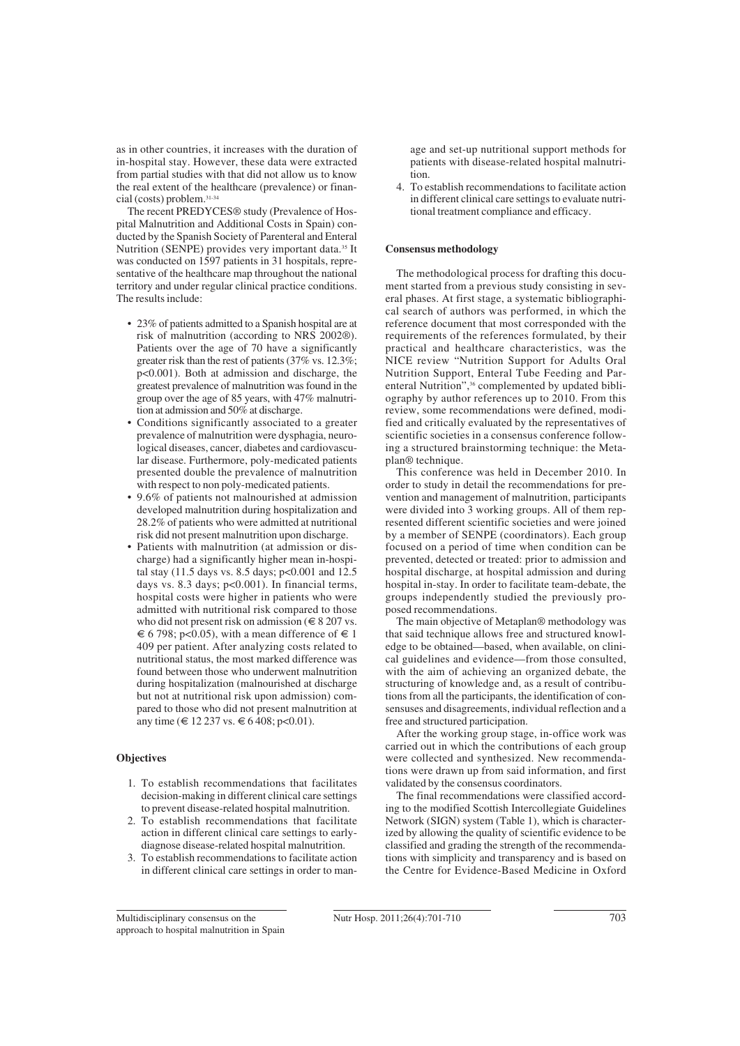as in other countries, it increases with the duration of in-hospital stay. However, these data were extracted from partial studies with that did not allow us to know the real extent of the healthcare (prevalence) or financial (costs) problem.[31-34]

The recent PREDYCES® study (Prevalence of Hospital Malnutrition and Additional Costs in Spain) conducted by the Spanish Society of Parenteral and Enteral Nutrition (SENPE) provides very important data.[35] It was conducted on 1597 patients in 31 hospitals, representative of the healthcare map throughout the national territory and under regular clinical practice conditions. The results include:

- 23% of patients admitted to a Spanish hospital are at risk of malnutrition (according to NRS 2002®). Patients over the age of 70 have a significantly greater risk than the rest of patients (37% vs. 12.3%; $p<0.001$). Both at admission and discharge, the greatest prevalence of malnutrition was found in the group over the age of 85 years, with 47% malnutrition at admission and 50% at discharge.
- Conditions significantly associated to a greater prevalence of malnutrition were dysphagia, neurological diseases, cancer, diabetes and cardiovascular disease. Furthermore, poly-medicated patients presented double the prevalence of malnutrition with respect to non poly-medicated patients.
- 9.6% of patients not malnourished at admission developed malnutrition during hospitalization and 28.2% of patients who were admitted at nutritional risk did not present malnutrition upon discharge.
- Patients with malnutrition (at admission or discharge) had a significantly higher mean in-hospital stay (11.5 days vs. 8.5 days; $p<0.001$ and 12.5 days vs. 8.3 days; $p<0.001$). In financial terms, hospital costs were higher in patients who were admitted with nutritional risk compared to those who did not present risk on admission (€ 8 207 vs. € 6 798; $p<0.05$), with a mean difference of € 1 409 per patient. After analyzing costs related to nutritional status, the most marked difference was found between those who underwent malnutrition during hospitalization (malnourished at discharge but not at nutritional risk upon admission) compared to those who did not present malnutrition at any time (€ 12 237 vs. € 6 408; $p<0.01$).

## Objectives

1. To establish recommendations that facilitates decision-making in different clinical care settings to prevent disease-related hospital malnutrition.
2. To establish recommendations that facilitate action in different clinical care settings to early-diagnose disease-related hospital malnutrition.
3. To establish recommendations to facilitate action in different clinical care settings in order to manage and set-up nutritional support methods for patients with disease-related hospital malnutrition.
4. To establish recommendations to facilitate action in different clinical care settings to evaluate nutritional treatment compliance and efficacy.

## Consensus methodology

The methodological process for drafting this document started from a previous study consisting in several phases. At first stage, a systematic bibliographical search of authors was performed, in which the reference document that most corresponded with the requirements of the references formulated, by their practical and healthcare characteristics, was the NICE review "Nutrition Support for Adults Oral Nutrition Support, Enteral Tube Feeding and Parenteral Nutrition",[36] complemented by updated bibliography by author references up to 2010. From this review, some recommendations were defined, modified and critically evaluated by the representatives of scientific societies in a consensus conference following a structured brainstorming technique: the Metaplan® technique.

This conference was held in December 2010. In order to study in detail the recommendations for prevention and management of malnutrition, participants were divided into 3 working groups. All of them represented different scientific societies and were joined by a member of SENPE (coordinators). Each group focused on a period of time when condition can be prevented, detected or treated: prior to admission and hospital discharge, at hospital admission and during hospital in-stay. In order to facilitate team-debate, the groups independently studied the previously proposed recommendations.

The main objective of Metaplan® methodology was that said technique allows free and structured knowledge to be obtained—based, when available, on clinical guidelines and evidence—from those consulted, with the aim of achieving an organized debate, the structuring of knowledge and, as a result of contributions from all the participants, the identification of consensuses and disagreements, individual reflection and a free and structured participation.

After the working group stage, in-office work was carried out in which the contributions of each group were collected and synthesized. New recommendations were drawn up from said information, and first validated by the consensus coordinators.

The final recommendations were classified according to the modified Scottish Intercollegiate Guidelines Network (SIGN) system (Table 1), which is characterized by allowing the quality of scientific evidence to be classified and grading the strength of the recommendations with simplicity and transparency and is based on the Centre for Evidence-Based Medicine in Oxford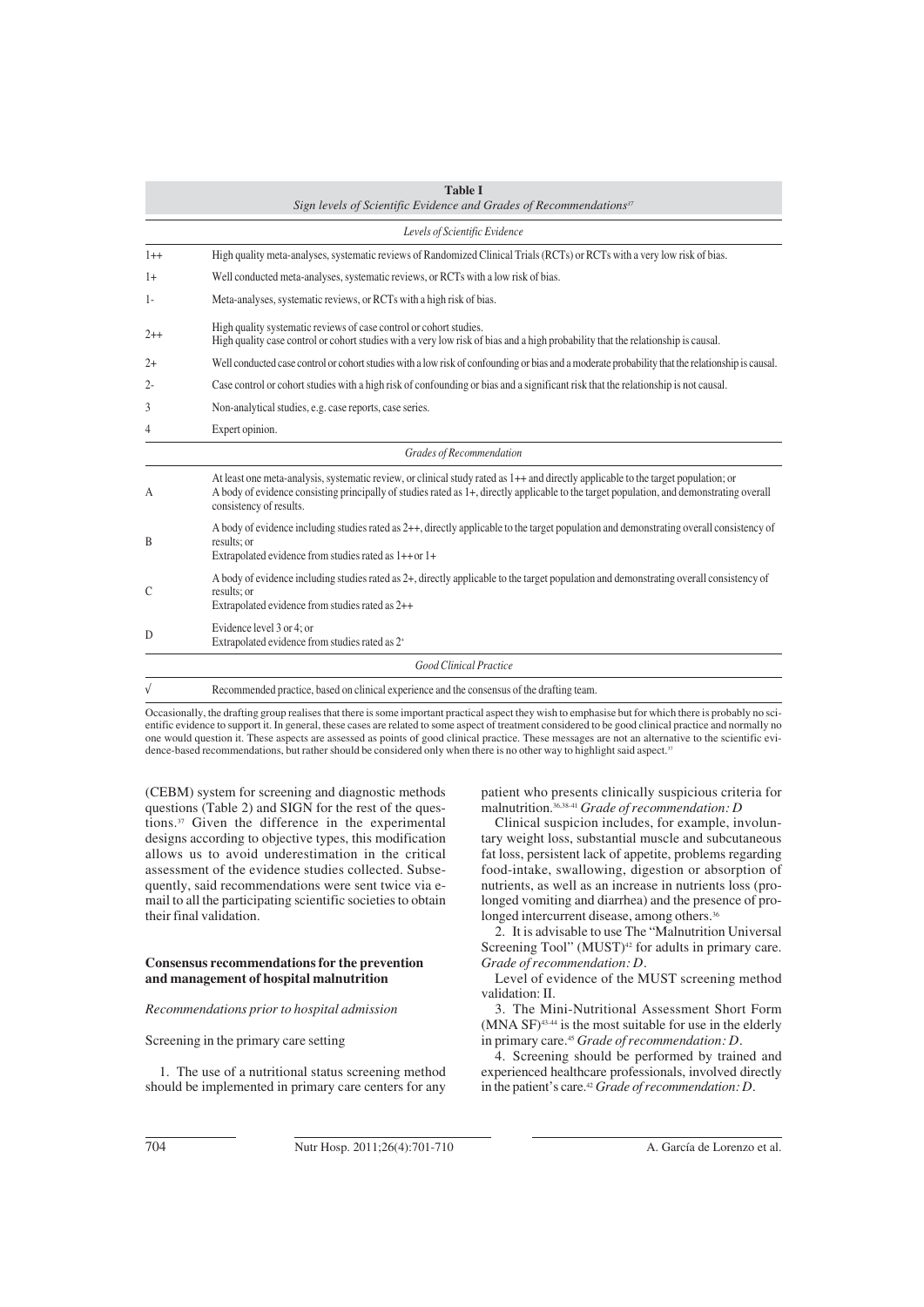**Table I**
*Sign levels of Scientific Evidence and Grades of Recommendations*[37]

| | |
|---|---|
| *Levels of Scientific Evidence* | |
| 1++ | High quality meta-analyses, systematic reviews of Randomized Clinical Trials (RCTs) or RCTs with a very low risk of bias. |
| 1+ | Well conducted meta-analyses, systematic reviews, or RCTs with a low risk of bias. |
| 1- | Meta-analyses, systematic reviews, or RCTs with a high risk of bias. |
| 2++ | High quality systematic reviews of case control or cohort studies. High quality case control or cohort studies with a very low risk of bias and a high probability that the relationship is causal. |
| 2+ | Well conducted case control or cohort studies with a low risk of confounding or bias and a moderate probability that the relationship is causal. |
| 2- | Case control or cohort studies with a high risk of confounding or bias and a significant risk that the relationship is not causal. |
| 3 | Non-analytical studies, e.g. case reports, case series. |
| 4 | Expert opinion. |
| *Grades of Recommendation* | |
| A | At least one meta-analysis, systematic review, or clinical study rated as 1++ and directly applicable to the target population; or A body of evidence consisting principally of studies rated as 1+, directly applicable to the target population, and demonstrating overall consistency of results. |
| B | A body of evidence including studies rated as 2++, directly applicable to the target population and demonstrating overall consistency of results; or Extrapolated evidence from studies rated as 1++ or 1+ |
| C | A body of evidence including studies rated as 2+, directly applicable to the target population and demonstrating overall consistency of results; or Extrapolated evidence from studies rated as 2++ |
| D | Evidence level 3 or 4; or Extrapolated evidence from studies rated as 2+ |
| *Good Clinical Practice* | |
| √ | Recommended practice, based on clinical experience and the consensus of the drafting team. |

Occasionally, the drafting group realises that there is some important practical aspect they wish to emphasise but for which there is probably no scientific evidence to support it. In general, these cases are related to some aspect of treatment considered to be good clinical practice and normally no one would question it. These aspects are assessed as points of good clinical practice. These messages are not an alternative to the scientific evidence-based recommendations, but rather should be considered only when there is no other way to highlight said aspect.[37]

(CEBM) system for screening and diagnostic methods questions (Table 2) and SIGN for the rest of the questions.[37] Given the difference in the experimental designs according to objective types, this modification allows us to avoid underestimation in the critical assessment of the evidence studies collected. Subsequently, said recommendations were sent twice via e-mail to all the participating scientific societies to obtain their final validation.

## Consensus recommendations for the prevention and management of hospital malnutrition

### *Recommendations prior to hospital admission*

#### Screening in the primary care setting

1. The use of a nutritional status screening method should be implemented in primary care centers for any patient who presents clinically suspicious criteria for malnutrition.[36,38-41] *Grade of recommendation: D*

Clinical suspicion includes, for example, involuntary weight loss, substantial muscle and subcutaneous fat loss, persistent lack of appetite, problems regarding food-intake, swallowing, digestion or absorption of nutrients, as well as an increase in nutrients loss (prolonged vomiting and diarrhea) and the presence of prolonged intercurrent disease, among others.[36]

2. It is advisable to use The "Malnutrition Universal Screening Tool" (MUST)[42] for adults in primary care. *Grade of recommendation: D*.

Level of evidence of the MUST screening method validation: II.

3. The Mini-Nutritional Assessment Short Form (MNA SF)[43-44] is the most suitable for use in the elderly in primary care.[45] *Grade of recommendation: D*.

4. Screening should be performed by trained and experienced healthcare professionals, involved directly in the patient's care.[42] *Grade of recommendation: D*.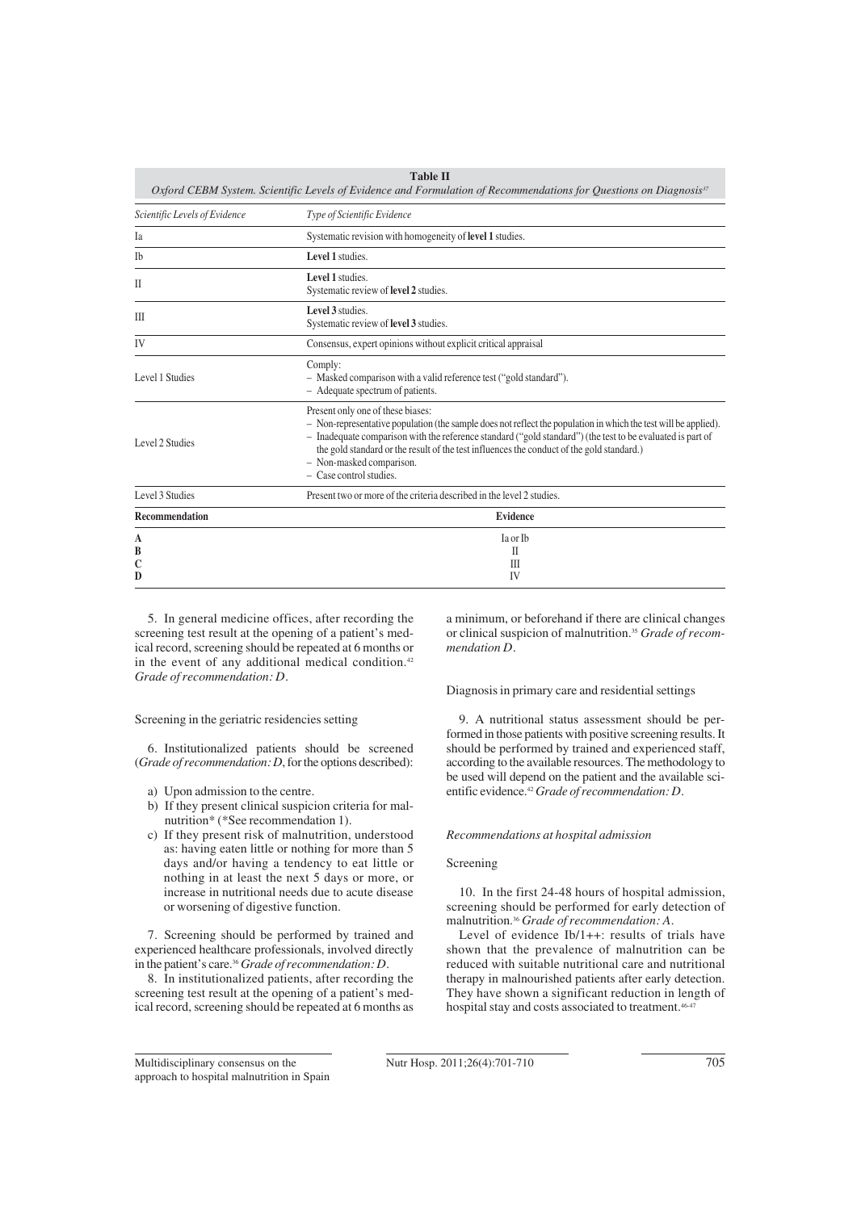**Table II**
*Oxford CEBM System. Scientific Levels of Evidence and Formulation of Recommendations for Questions on Diagnosis*[37]

| *Scientific Levels of Evidence* | *Type of Scientific Evidence* |
|---|---|
| Ia | Systematic revision with homogeneity of **level 1** studies. |
| Ib | **Level 1** studies. |
| II | **Level 1** studies. Systematic review of **level 2** studies. |
| III | **Level 3** studies. Systematic review of **level 3** studies. |
| IV | Consensus, expert opinions without explicit critical appraisal |
| Level 1 Studies | Comply: – Masked comparison with a valid reference test ("gold standard"). – Adequate spectrum of patients. |
| Level 2 Studies | Present only one of these biases: – Non-representative population (the sample does not reflect the population in which the test will be applied). – Inadequate comparison with the reference standard ("gold standard") (the test to be evaluated is part of the gold standard or the result of the test influences the conduct of the gold standard.) – Non-masked comparison. – Case control studies. |
| Level 3 Studies | Present two or more of the criteria described in the level 2 studies. |
| **Recommendation** | **Evidence** |
| **A** | Ia or Ib |
| **B** | II |
| **C** | III |
| **D** | IV |

5. In general medicine offices, after recording the screening test result at the opening of a patient's medical record, screening should be repeated at 6 months or in the event of any additional medical condition.[42] *Grade of recommendation: D*.

Screening in the geriatric residencies setting

6. Institutionalized patients should be screened (*Grade of recommendation: D*, for the options described):

a) Upon admission to the centre.
b) If they present clinical suspicion criteria for malnutrition* (*See recommendation 1).
c) If they present risk of malnutrition, understood as: having eaten little or nothing for more than 5 days and/or having a tendency to eat little or nothing in at least the next 5 days or more, or increase in nutritional needs due to acute disease or worsening of digestive function.

7. Screening should be performed by trained and experienced healthcare professionals, involved directly in the patient's care.[36] *Grade of recommendation: D*.

8. In institutionalized patients, after recording the screening test result at the opening of a patient's medical record, screening should be repeated at 6 months as a minimum, or beforehand if there are clinical changes or clinical suspicion of malnutrition.[35] *Grade of recommendation D*.

Diagnosis in primary care and residential settings

9. A nutritional status assessment should be performed in those patients with positive screening results. It should be performed by trained and experienced staff, according to the available resources. The methodology to be used will depend on the patient and the available scientific evidence.[42] *Grade of recommendation: D*.

*Recommendations at hospital admission*

Screening

10. In the first 24-48 hours of hospital admission, screening should be performed for early detection of malnutrition.[36] *Grade of recommendation: A*.

Level of evidence Ib/1++: results of trials have shown that the prevalence of malnutrition can be reduced with suitable nutritional care and nutritional therapy in malnourished patients after early detection. They have shown a significant reduction in length of hospital stay and costs associated to treatment.[46-47]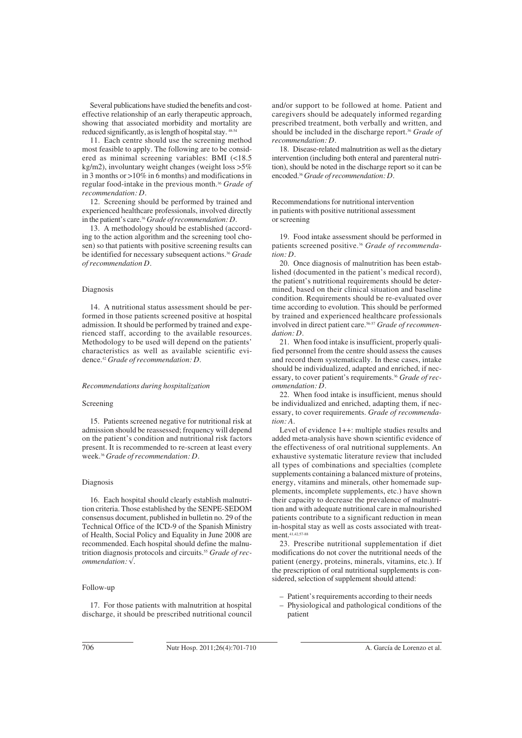Several publications have studied the benefits and cost-effective relationship of an early therapeutic approach, showing that associated morbidity and mortality are reduced significantly, as is length of hospital stay. [48-54]

11. Each centre should use the screening method most feasible to apply. The following are to be considered as minimal screening variables: BMI (<18.5 kg/m2), involuntary weight changes (weight loss >5% in 3 months or >10% in 6 months) and modifications in regular food-intake in the previous month.[36] *Grade of recommendation: D*.

12. Screening should be performed by trained and experienced healthcare professionals, involved directly in the patient's care.[36] *Grade of recommendation: D*.

13. A methodology should be established (according to the action algorithm and the screening tool chosen) so that patients with positive screening results can be identified for necessary subsequent actions.[36] *Grade of recommendation D*.

Diagnosis

14. A nutritional status assessment should be performed in those patients screened positive at hospital admission. It should be performed by trained and experienced staff, according to the available resources. Methodology to be used will depend on the patients' characteristics as well as available scientific evidence.[42] *Grade of recommendation: D*.

*Recommendations during hospitalization*

Screening

15. Patients screened negative for nutritional risk at admission should be reassessed; frequency will depend on the patient's condition and nutritional risk factors present. It is recommended to re-screen at least every week.[36] *Grade of recommendation: D*.

Diagnosis

16. Each hospital should clearly establish malnutrition criteria. Those established by the SENPE-SEDOM consensus document, published in bulletin no. 29 of the Technical Office of the ICD-9 of the Spanish Ministry of Health, Social Policy and Equality in June 2008 are recommended. Each hospital should define the malnutrition diagnosis protocols and circuits.[55] *Grade of recommendation:* √.

Follow-up

17. For those patients with malnutrition at hospital discharge, it should be prescribed nutritional council and/or support to be followed at home. Patient and caregivers should be adequately informed regarding prescribed treatment, both verbally and written, and should be included in the discharge report.[36] *Grade of recommendation: D*.

18. Disease-related malnutrition as well as the dietary intervention (including both enteral and parenteral nutrition), should be noted in the discharge report so it can be encoded.[36] *Grade of recommendation: D*.

Recommendations for nutritional intervention in patients with positive nutritional assessment or screening

19. Food intake assessment should be performed in patients screened positive.[36] *Grade of recommendation: D*.

20. Once diagnosis of malnutrition has been established (documented in the patient's medical record), the patient's nutritional requirements should be determined, based on their clinical situation and baseline condition. Requirements should be re-evaluated over time according to evolution. This should be performed by trained and experienced healthcare professionals involved in direct patient care.[56-57] *Grade of recommendation: D*.

21. When food intake is insufficient, properly qualified personnel from the centre should assess the causes and record them systematically. In these cases, intake should be individualized, adapted and enriched, if necessary, to cover patient's requirements.[36] *Grade of recommendation: D*.

22. When food intake is insufficient, menus should be individualized and enriched, adapting them, if necessary, to cover requirements. *Grade of recommendation: A*.

Level of evidence 1++: multiple studies results and added meta-analysis have shown scientific evidence of the effectiveness of oral nutritional supplements. An exhaustive systematic literature review that included all types of combinations and specialties (complete supplements containing a balanced mixture of proteins, energy, vitamins and minerals, other homemade supplements, incomplete supplements, etc.) have shown their capacity to decrease the prevalence of malnutrition and with adequate nutritional care in malnourished patients contribute to a significant reduction in mean in-hospital stay as well as costs associated with treatment.[41,42,57-88]

23. Prescribe nutritional supplementation if diet modifications do not cover the nutritional needs of the patient (energy, proteins, minerals, vitamins, etc.). If the prescription of oral nutritional supplements is considered, selection of supplement should attend:

– Patient's requirements according to their needs
– Physiological and pathological conditions of the patient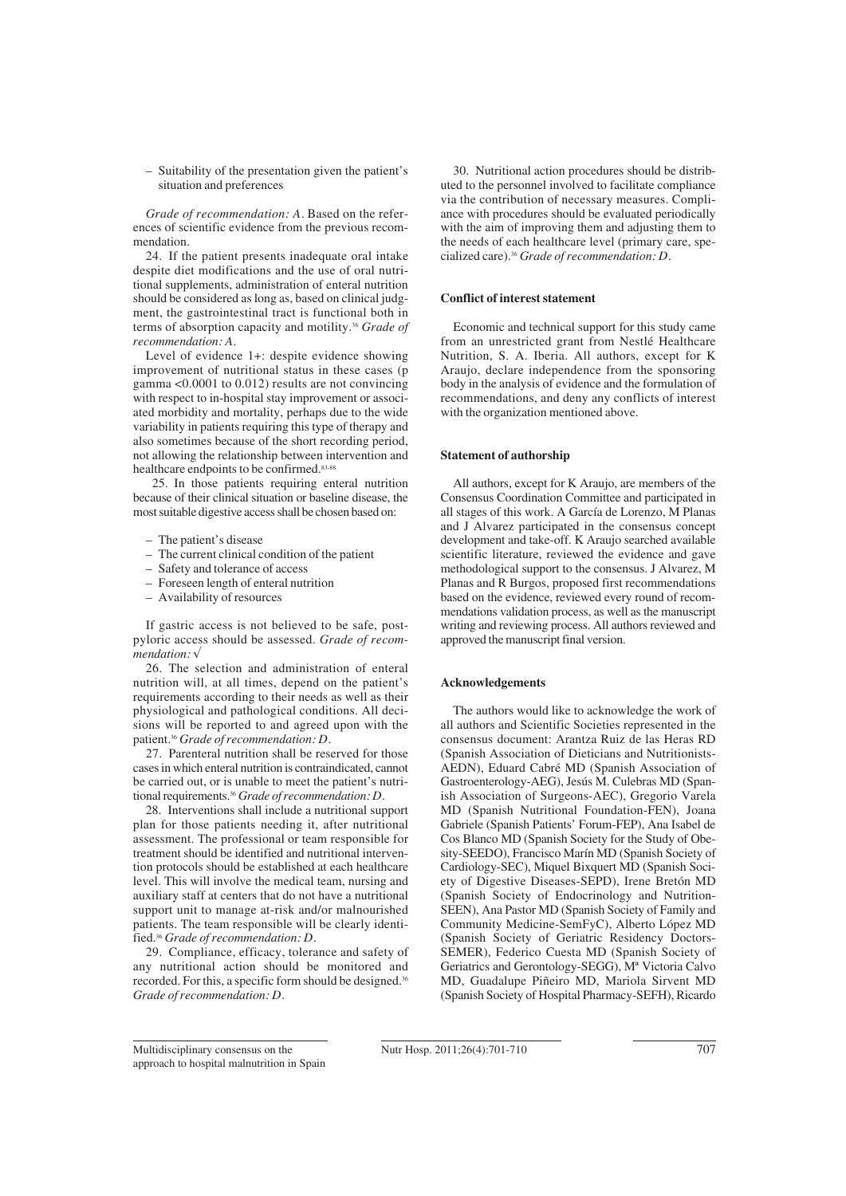– Suitability of the presentation given the patient's situation and preferences

*Grade of recommendation: A*. Based on the references of scientific evidence from the previous recommendation.

24. If the patient presents inadequate oral intake despite diet modifications and the use of oral nutritional supplements, administration of enteral nutrition should be considered as long as, based on clinical judgment, the gastrointestinal tract is functional both in terms of absorption capacity and motility.[36] *Grade of recommendation: A*.

Level of evidence 1+: despite evidence showing improvement of nutritional status in these cases (p gamma <0.0001 to 0.012) results are not convincing with respect to in-hospital stay improvement or associated morbidity and mortality, perhaps due to the wide variability in patients requiring this type of therapy and also sometimes because of the short recording period, not allowing the relationship between intervention and healthcare endpoints to be confirmed.[83-88]

25. In those patients requiring enteral nutrition because of their clinical situation or baseline disease, the most suitable digestive access shall be chosen based on:

– The patient's disease
– The current clinical condition of the patient
– Safety and tolerance of access
– Foreseen length of enteral nutrition
– Availability of resources

If gastric access is not believed to be safe, postpyloric access should be assessed. *Grade of recommendation:* √

26. The selection and administration of enteral nutrition will, at all times, depend on the patient's requirements according to their needs as well as their physiological and pathological conditions. All decisions will be reported to and agreed upon with the patient.[36] *Grade of recommendation: D*.

27. Parenteral nutrition shall be reserved for those cases in which enteral nutrition is contraindicated, cannot be carried out, or is unable to meet the patient's nutritional requirements.[36] *Grade of recommendation: D*.

28. Interventions shall include a nutritional support plan for those patients needing it, after nutritional assessment. The professional or team responsible for treatment should be identified and nutritional intervention protocols should be established at each healthcare level. This will involve the medical team, nursing and auxiliary staff at centers that do not have a nutritional support unit to manage at-risk and/or malnourished patients. The team responsible will be clearly identified.[36] *Grade of recommendation: D*.

29. Compliance, efficacy, tolerance and safety of any nutritional action should be monitored and recorded. For this, a specific form should be designed.[36] *Grade of recommendation: D*.

30. Nutritional action procedures should be distributed to the personnel involved to facilitate compliance via the contribution of necessary measures. Compliance with procedures should be evaluated periodically with the aim of improving them and adjusting them to the needs of each healthcare level (primary care, specialized care).[36] *Grade of recommendation: D*.

## Conflict of interest statement

Economic and technical support for this study came from an unrestricted grant from Nestlé Healthcare Nutrition, S. A. Iberia. All authors, except for K Araujo, declare independence from the sponsoring body in the analysis of evidence and the formulation of recommendations, and deny any conflicts of interest with the organization mentioned above.

## Statement of authorship

All authors, except for K Araujo, are members of the Consensus Coordination Committee and participated in all stages of this work. A García de Lorenzo, M Planas and J Alvarez participated in the consensus concept development and take-off. K Araujo searched available scientific literature, reviewed the evidence and gave methodological support to the consensus. J Alvarez, M Planas and R Burgos, proposed first recommendations based on the evidence, reviewed every round of recommendations validation process, as well as the manuscript writing and reviewing process. All authors reviewed and approved the manuscript final version.

## Acknowledgements

The authors would like to acknowledge the work of all authors and Scientific Societies represented in the consensus document: Arantza Ruiz de las Heras RD (Spanish Association of Dieticians and Nutritionists-AEDN), Eduard Cabré MD (Spanish Association of Gastroenterology-AEG), Jesús M. Culebras MD (Spanish Association of Surgeons-AEC), Gregorio Varela MD (Spanish Nutritional Foundation-FEN), Joana Gabriele (Spanish Patients' Forum-FEP), Ana Isabel de Cos Blanco MD (Spanish Society for the Study of Obesity-SEEDO), Francisco Marín MD (Spanish Society of Cardiology-SEC), Miquel Bixquert MD (Spanish Society of Digestive Diseases-SEPD), Irene Bretón MD (Spanish Society of Endocrinology and Nutrition-SEEN), Ana Pastor MD (Spanish Society of Family and Community Medicine-SemFyC), Alberto López MD (Spanish Society of Geriatric Residency Doctors-SEMER), Federico Cuesta MD (Spanish Society of Geriatrics and Gerontology-SEGG), Mª Victoria Calvo MD, Guadalupe Piñeiro MD, Mariola Sirvent MD (Spanish Society of Hospital Pharmacy-SEFH), Ricardo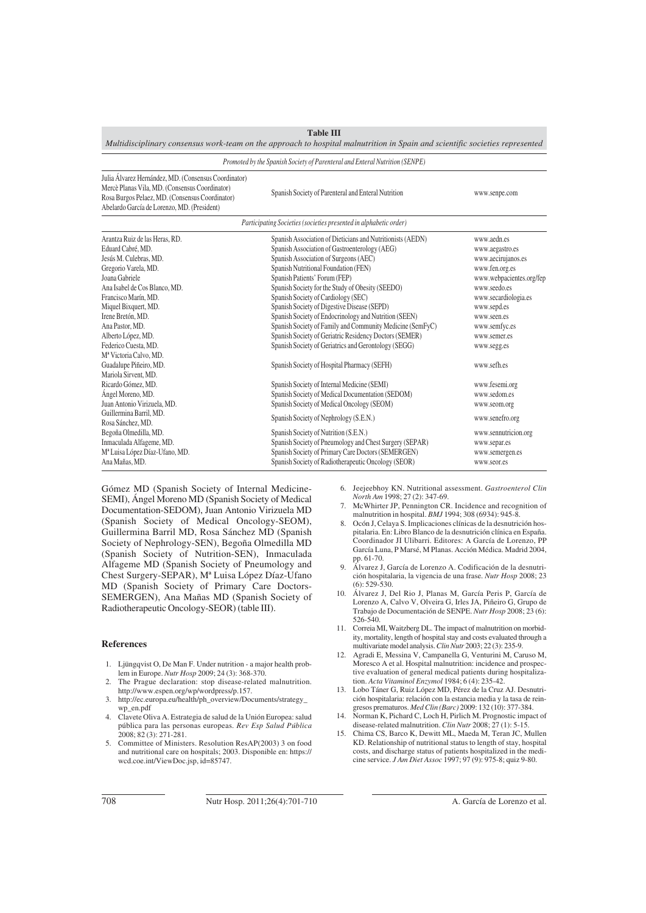**Table III**

*Multidisciplinary consensus work-team on the approach to hospital malnutrition in Spain and scientific societies represented*

| | | |
|---|---|---|
| *Promoted by the Spanish Society of Parenteral and Enteral Nutrition (SENPE)* | | |
| Julia Álvarez Hernández, MD. (Consensus Coordinator)<br>Mercè Planas Vila, MD. (Consensus Coordinator)<br>Rosa Burgos Pelaez, MD. (Consensus Coordinator)<br>Abelardo García de Lorenzo, MD. (President) | Spanish Society of Parenteral and Enteral Nutrition | www.senpe.com |
| *Participating Societies (societies presented in alphabetic order)* | | |
| Arantza Ruiz de las Heras, RD. | Spanish Association of Dieticians and Nutritionists (AEDN) | www.aedn.es |
| Eduard Cabré, MD. | Spanish Association of Gastroenterology (AEG) | www.aegastro.es |
| Jesús M. Culebras, MD. | Spanish Association of Surgeons (AEC) | www.aecirujanos.es |
| Gregorio Varela, MD. | Spanish Nutritional Foundation (FEN) | www.fen.org.es |
| Joana Gabriele | Spanish Patients' Forum (FEP) | www.webpacientes.org/fep |
| Ana Isabel de Cos Blanco, MD. | Spanish Society for the Study of Obesity (SEEDO) | www.seedo.es |
| Francisco Marín, MD. | Spanish Society of Cardiology (SEC) | www.secardiologia.es |
| Miquel Bixquert, MD. | Spanish Society of Digestive Disease (SEPD) | www.sepd.es |
| Irene Bretón, MD. | Spanish Society of Endocrinology and Nutrition (SEEN) | www.seen.es |
| Ana Pastor, MD. | Spanish Society of Family and Community Medicine (SemFyC) | www.semfyc.es |
| Alberto López, MD. | Spanish Society of Geriatric Residency Doctors (SEMER) | www.semer.es |
| Federico Cuesta, MD. | Spanish Society of Geriatrics and Gerontology (SEGG) | www.segg.es |
| Mª Victoria Calvo, MD.<br>Guadalupe Piñeiro, MD.<br>Mariola Sirvent, MD. | Spanish Society of Hospital Pharmacy (SEFH) | www.sefh.es |
| Ricardo Gómez, MD. | Spanish Society of Internal Medicine (SEMI) | www.fesemi.org |
| Ángel Moreno, MD. | Spanish Society of Medical Documentation (SEDOM) | www.sedom.es |
| Juan Antonio Virizuela, MD. | Spanish Society of Medical Oncology (SEOM) | www.seom.org |
| Guillermina Barril, MD.<br>Rosa Sánchez, MD. | Spanish Society of Nephrology (S.E.N.) | www.senefro.org |
| Begoña Olmedilla, MD. | Spanish Society of Nutrition (S.E.N.) | www.sennutricion.org |
| Inmaculada Alfageme, MD. | Spanish Society of Pneumology and Chest Surgery (SEPAR) | www.separ.es |
| Mª Luisa López Díaz-Ufano, MD. | Spanish Society of Primary Care Doctors (SEMERGEN) | www.semergen.es |
| Ana Mañas, MD. | Spanish Society of Radiotherapeutic Oncology (SEOR) | www.seor.es |

Gómez MD (Spanish Society of Internal Medicine-SEMI), Ángel Moreno MD (Spanish Society of Medical Documentation-SEDOM), Juan Antonio Virizuela MD (Spanish Society of Medical Oncology-SEOM), Guillermina Barril MD, Rosa Sánchez MD (Spanish Society of Nephrology-SEN), Begoña Olmedilla MD (Spanish Society of Nutrition-SEN), Inmaculada Alfageme MD (Spanish Society of Pneumology and Chest Surgery-SEPAR), Mª Luisa López Díaz-Ufano MD (Spanish Society of Primary Care Doctors-SEMERGEN), Ana Mañas MD (Spanish Society of Radiotherapeutic Oncology-SEOR) (table III).

## References

1. Ljüngqvist O, De Man F. Under nutrition - a major health problem in Europe. *Nutr Hosp* 2009; 24 (3): 368-370.
2. The Prague declaration: stop disease-related malnutrition. http://www.espen.org/wp/wordpress/p.157.
3. http://ec.europa.eu/health/ph_overview/Documents/strategy_wp_en.pdf
4. Clavete Oliva A. Estrategia de salud de la Unión Europea: salud pública para las personas europeas. *Rev Esp Salud Pública* 2008; 82 (3): 271-281.
5. Committee of Ministers. Resolution ResAP(2003) 3 on food and nutritional care on hospitals; 2003. Disponible en: https://wcd.coe.int/ViewDoc.jsp, id=85747.
6. Jeejeebhoy KN. Nutritional assessment. *Gastroenterol Clin North Am* 1998; 27 (2): 347-69.
7. McWhirter JP, Pennington CR. Incidence and recognition of malnutrition in hospital. *BMJ* 1994; 308 (6934): 945-8.
8. Ocón J, Celaya S. Implicaciones clínicas de la desnutrición hospitalaria. En: Libro Blanco de la desnutrición clínica en España. Coordinador JI Ulibarri. Editores: A García de Lorenzo, PP García Luna, P Marsé, M Planas. Acción Médica. Madrid 2004, pp. 61-70.
9. Álvarez J, García de Lorenzo A. Codificación de la desnutrición hospitalaria, la vigencia de una frase. *Nutr Hosp* 2008; 23 (6): 529-530.
10. Álvarez J, Del Rio J, Planas M, García Peris P, García de Lorenzo A, Calvo V, Olveira G, Irles JA, Piñeiro G, Grupo de Trabajo de Documentación de SENPE. *Nutr Hosp* 2008; 23 (6): 526-540.
11. Correia MI, Waitzberg DL. The impact of malnutrition on morbidity, mortality, length of hospital stay and costs evaluated through a multivariate model analysis. *Clin Nutr* 2003; 22 (3): 235-9.
12. Agradi E, Messina V, Campanella G, Venturini M, Caruso M, Moresco A et al. Hospital malnutrition: incidence and prospective evaluation of general medical patients during hospitalization. *Acta Vitaminol Enzymol* 1984; 6 (4): 235-42.
13. Lobo Táner G, Ruiz López MD, Pérez de la Cruz AJ. Desnutrición hospitalaria: relación con la estancia media y la tasa de reingresos prematuros. *Med Clin (Barc)* 2009: 132 (10): 377-384.
14. Norman K, Pichard C, Loch H, Pirlich M. Prognostic impact of disease-related malnutrition. *Clin Nutr* 2008; 27 (1): 5-15.
15. Chima CS, Barco K, Dewitt ML, Maeda M, Teran JC, Mullen KD. Relationship of nutritional status to length of stay, hospital costs, and discharge status of patients hospitalized in the medicine service. *J Am Diet Assoc* 1997; 97 (9): 975-8; quiz 9-80.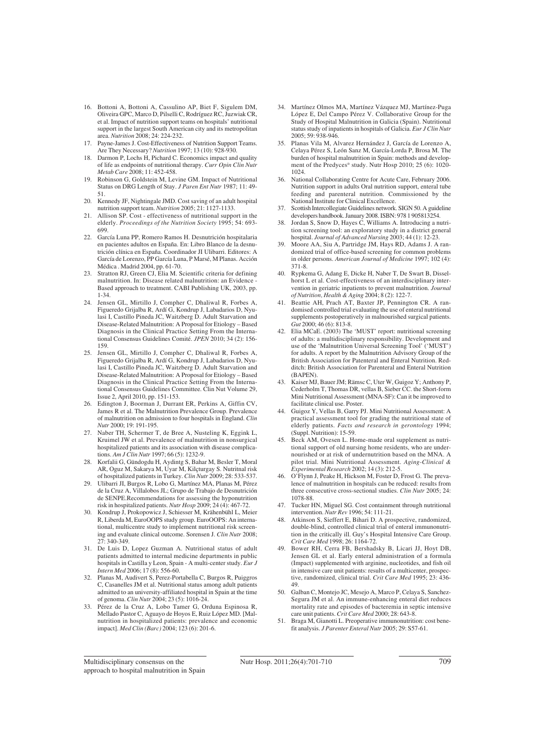16. Bottoni A, Bottoni A, Cassulino AP, Biet F, Sigulem DM, Oliveira GPC, Marco D, Pilselli C, Rodríguez RC, Juzwiak CR, et al. Impact of nutrition support teams on hospitals' nutritional support in the largest South American city and its metropolitan area. *Nutrition* 2008; 24: 224-232.
17. Payne-James J. Cost-Effectiveness of Nutrition Support Teams. Are They Necessary? *Nutrition* 1997; 13 (10): 928-930.
18. Darmon P, Lochs H, Pichard C. Economics impact and quality of life as endpoints of nutritional therapy. *Curr Opin Clin Nutr Metab Care* 2008; 11: 452-458.
19. Robinson G, Goldstein M, Levine GM. Impact of Nutritional Status on DRG Length of Stay. *J Paren Ent Nutr* 1987; 11: 49-51.
20. Kennedy JF, Nightingale JMD. Cost saving of an adult hospital nutrition support team. *Nutrition* 2005; 21: 1127-1133.
21. Allison SP. Cost - effectiveness of nutritional support in the elderly. *Proceedings of the Nutrition Society* 1995; 54: 693-699.
22. García Luna PP, Romero Ramos H. Desnutrición hospitalaria en pacientes adultos en España. En: Libro Blanco de la desnutrición clínica en España. Coordinador JI Ulibarri. Editores: A García de Lorenzo, PP García Luna, P Marsé, M Planas. Acción Médica . Madrid 2004, pp. 61-70.
23. Stratton RJ, Green CJ, Elia M. Scientific criteria for defining malnutrition. In: Disease related malnutrition: an Evidence - Based approach to treatment. CABI Publishing UK, 2003, pp. 1-34.
24. Jensen GL, Mirtillo J, Compher C, Dhaliwal R, Forbes A, Figueredo Grijalba R, Ardí G, Kondrup J, Labadarios D, Nyulasi I, Castillo Pineda JC, Waitzberg D. Adult Starvation and Disease-Related Malnutrition: A Proposal for Etiology – Based Diagnosis in the Clinical Practice Setting From the International Consensus Guidelines Comité. *JPEN* 2010; 34 (2): 156-159.
25. Jensen GL, Mirtillo J, Compher C, Dhaliwal R, Forbes A, Figueredo Grijalba R, Ardí G, Kondrup J, Labadarios D, Nyulasi I, Castillo Pineda JC, Waitzberg D. Adult Starvation and Disease-Related Malnutrition: A Proposal for Etiology – Based Diagnosis in the Clinical Practice Setting From the International Consensus Guidelines Committee. Clin Nut Volume 29, Issue 2, April 2010, pp. 151-153.
26. Edington J, Boorman J, Durrant ER, Perkins A, Giffin CV, James R et al. The Malnutrition Prevalence Group. Prevalence of malnutrition on admission to four hospitals in England. *Clin Nutr* 2000; 19: 191-195.
27. Naber TH, Schermer T, de Bree A, Nusteling K, Eggink L, Kruimel JW et al. Prevalence of malnutrition in nonsurgical hospitalized patients and its association with disease complications. *Am J Clin Nutr* 1997; 66 (5): 1232-9.
28. Korfalii G, Gündogdu H, Aydintg S, Bahar M, Besler T, Moral AR, Oguz M, Sakarya M, Uyar M, Kilçturgay S. Nutritnal risk of hospitalized patients in Turkey. *Clin Nutr* 2009; 28: 533-537.
29. Ulibarri JI, Burgos R, Lobo G, Martínez MA, Planas M, Pérez de la Cruz A, Villalobos JL; Grupo de Trabajo de Desnutrición de SENPE.Recommendations for assessing the hyponutrition risk in hospitalized patients. *Nutr Hosp* 2009; 24 (4): 467-72.
30. Kondrup J, Prokopowicz J, Schiesser M, Krähenbühl L, Meier R, Liberda M, EuroOOPS study group. EuroOOPS: An international, multicentre study to implement nutritional risk screening and evaluate clinical outcome. Sorensen J. *Clin Nutr* 2008; 27: 340-349.
31. De Luis D, Lopez Guzman A. Nutritional status of adult patients admitted to internal medicine departments in public hospitals in Castilla y Leon, Spain - A multi-center study. *Eur J Intern Med* 2006; 17 (8): 556-60.
32. Planas M, Audivert S, Perez-Portabella C, Burgos R, Puiggros C, Casanelles JM et al. Nutritional status among adult patients admitted to an university-affiliated hospital in Spain at the time of genoma. *Clin Nutr* 2004; 23 (5): 1016-24.
33. Pérez de la Cruz A, Lobo Tamer G, Orduna Espinosa R, Mellado Pastor C, Aguayo de Hoyos E, Ruiz López MD. [Malnutrition in hospitalized patients: prevalence and economic impact]. *Med Clin (Barc)* 2004; 123 (6): 201-6.
34. Martínez Olmos MA, Martínez Vázquez MJ, Martínez-Puga López E, Del Campo Pérez V. Collaborative Group for the Study of Hospital Malnutrition in Galicia (Spain). Nutritional status study of inpatients in hospitals of Galicia. *Eur J Clin Nutr* 2005; 59: 938-946.
35. Planas Vila M, Alvarez Hernández J, García de Lorenzo A, Celaya Pérez S, León Sanz M, García-Lorda P, Brosa M. The burden of hospital malnutrition in Spain: methods and development of the Predyces® study. Nutr Hosp 2010; 25 (6): 1020-1024.
36. National Collaborating Centre for Acute Care, February 2006. Nutrition support in adults Oral nutrition support, enteral tube feeding and parenteral nutrition. Commissioned by the National Institute for Clinical Excellence.
37. Scottish Intercollegiate Guidelines network. SIGN 50. A guideline developers handbook. January 2008. ISBN: 978 1 905813254.
38. Jordan S, Snow D, Hayes C, Williams A. Introducing a nutrition screening tool: an exploratory study in a district general hospital. *Journal of Advanced Nursing* 2003; 44 (1): 12-23.
39. Moore AA, Siu A, Partridge JM, Hays RD, Adams J. A randomized trial of office-based screening for common problems in older persons. *American Journal of Medicine* 1997; 102 (4): 371-8.
40. Rypkema G, Adang E, Dicke H, Naber T, De Swart B, Disselhorst L et al. Cost-effectiveness of an interdisciplinary intervention in geriatric inpatients to prevent malnutrition. *Journal of Nutrition, Health & Aging* 2004; 8 (2): 122-7.
41. Beattie AH, Prach AT, Baxter JP, Pennington CR. A randomised controlled trial evaluating the use of enteral nutritional supplements postoperatively in malnourished surgical patients. *Gut* 2000; 46 (6): 813-8.
42. Elia MCaE. (2003) The 'MUST' report: nutritional screening of adults: a multidisciplinary responsibility. Development and use of the 'Malnutrition Universal Screening Tool' ('MUST') for adults. A report by the Malnutrition Advisory Group of the British Association for Patenteral and Enteral Nutrition. Redditch: British Association for Parenteral and Enteral Nutrition (BAPEN).
43. Kaiser MJ, Bauer JM; Rämsc C, Uter W, Guigoz Y; Anthony P, Cederholm T, Thomas DR, vellas B, Sieber CC. the Short-form Mini Nutritional Assessment (MNA-SF): Can it be improved to facilitate clinical use. Poster.
44. Guigoz Y, Vellas B, Garry PJ. Mini Nutritional Assessment: A practical assessment tool for grading the nutritional state of elderly patients. *Facts and research in gerontology* 1994; (Suppl. Nutrition): 15-59.
45. Beck AM, Ovesen L. Home-made oral supplement as nutritional support of old nursing home residents, who are undernourished or at risk of undernutrition based on the MNA. A pilot trial. Mini Nutritional Assessment. *Aging-Clinical & Experimental Research* 2002; 14 (3): 212-5.
46. O'Flynn J, Peake H, Hickson M, Foster D, Frost G. The prevalence of malnutrition in hospitals can be reduced: results from three consecutive cross-sectional studies. *Clin Nutr* 2005; 24: 1078-88.
47. Tucker HN, Miguel SG. Cost containment through nutritional intervention. *Nutr Rev* 1996; 54: 111-21.
48. Atkinson S, Sieffert E, Bihari D. A prospective, randomized, double-blind, controlled clinical trial of enteral immunonutrition in the critically ill. Guy's Hospital Intensive Care Group. *Crit Care Med* 1998; 26: 1164-72.
49. Bower RH, Cerra FB, Bershadsky B, Licari JJ, Hoyt DB, Jensen GL et al. Early enteral administration of a formula (Impact) supplemented with arginine, nucleotides, and fish oil in intensive care unit patients: results of a multicenter, prospective, randomized, clinical trial. *Crit Care Med* 1995; 23: 436-49.
50. Galban C, Montejo JC, Mesejo A, Marco P, Celaya S, Sanchez-Segura JM et al. An immune-enhancing enteral diet reduces mortality rate and episodes of bacteremia in septic intensive care unit patients. *Crit Care Med* 2000; 28: 643-8.
51. Braga M, Gianotti L. Preoperative immunonutrition: cost benefit analysis. *J Parenter Enteral Nutr* 2005; 29: S57-61.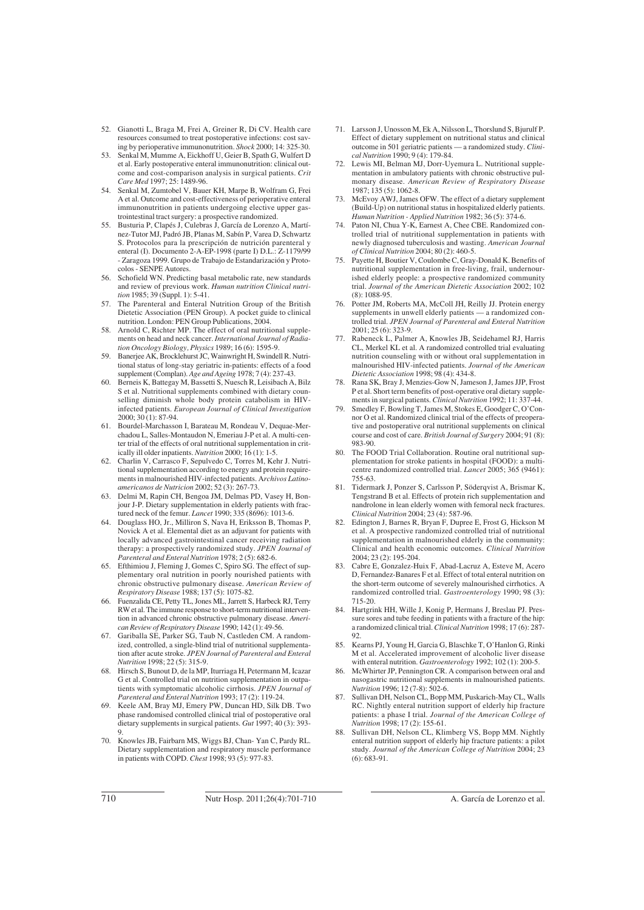52. Gianotti L, Braga M, Frei A, Greiner R, Di CV. Health care resources consumed to treat postoperative infections: cost saving by perioperative immunonutrition. *Shock* 2000; 14: 325-30.
53. Senkal M, Mumme A, Eickhoff U, Geier B, Spath G, Wulfert D et al. Early postoperative enteral immunonutrition: clinical outcome and cost-comparison analysis in surgical patients. *Crit Care Med* 1997; 25: 1489-96.
54. Senkal M, Zumtobel V, Bauer KH, Marpe B, Wolfram G, Frei A et al. Outcome and cost-effectiveness of perioperative enteral immunonutrition in patients undergoing elective upper gastrointestinal tract surgery: a prospective randomized.
55. Busturia P, Clapés J, Culebras J, García de Lorenzo A, Martínez-Tutor MJ, Padró JB, Planas M, Sabín P, Varea D, Schwartz S. Protocolos para la prescripción de nutrición parenteral y enteral (I). Documento 2-A-EP-1998 (parte I) D.L.: Z-1179/99 - Zaragoza 1999. Grupo de Trabajo de Estandarización y Protocolos - SENPE Autores.
56. Schofield WN. Predicting basal metabolic rate, new standards and review of previous work. *Human nutrition Clinical nutrition* 1985; 39 (Suppl. 1): 5-41.
57. The Parenteral and Enteral Nutrition Group of the British Dietetic Association (PEN Group). A pocket guide to clinical nutrition. London: PEN Group Publications, 2004.
58. Arnold C, Richter MP. The effect of oral nutritional supplements on head and neck cancer. *International Journal of Radiation Oncology Biology, Physics* 1989; 16 (6): 1595-9.
59. Banerjee AK, Brocklehurst JC, Wainwright H, Swindell R. Nutritional status of long-stay geriatric in-patients: effects of a food supplement (Complan). *Age and Ageing* 1978; 7 (4): 237-43.
60. Berneis K, Battegay M, Bassetti S, Nuesch R, Leisibach A, Bilz S et al. Nutritional supplements combined with dietary counselling diminish whole body protein catabolism in HIV-infected patients. *European Journal of Clinical Investigation* 2000; 30 (1): 87-94.
61. Bourdel-Marchasson I, Barateau M, Rondeau V, Dequae-Merchadou L, Salles-Montaudon N, Emeriau J-P et al. A multi-center trial of the effects of oral nutritional supplementation in critically ill older inpatients. *Nutrition* 2000; 16 (1): 1-5.
62. Charlin V, Carrasco F, Sepulvedo C, Torres M, Kehr J. Nutritional supplementation according to energy and protein requirements in malnourished HIV-infected patients. *Archivos Latinoamericanos de Nutricion* 2002; 52 (3): 267-73.
63. Delmi M, Rapin CH, Bengoa JM, Delmas PD, Vasey H, Bonjour J-P. Dietary supplementation in elderly patients with fractured neck of the femur. *Lancet* 1990; 335 (8696): 1013-6.
64. Douglass HO, Jr., Milliron S, Nava H, Eriksson B, Thomas P, Novick A et al. Elemental diet as an adjuvant for patients with locally advanced gastrointestinal cancer receiving radiation therapy: a prospectively randomized study. *JPEN Journal of Parenteral and Enteral Nutrition* 1978; 2 (5): 682-6.
65. Efthimiou J, Fleming J, Gomes C, Spiro SG. The effect of supplementary oral nutrition in poorly nourished patients with chronic obstructive pulmonary disease. *American Review of Respiratory Disease* 1988; 137 (5): 1075-82.
66. Fuenzalida CE, Petty TL, Jones ML, Jarrett S, Harbeck RJ, Terry RW et al. The immune response to short-term nutritional intervention in advanced chronic obstructive pulmonary disease. *American Review of Respiratory Disease* 1990; 142 (1): 49-56.
67. Gariballa SE, Parker SG, Taub N, Castleden CM. A randomized, controlled, a single-blind trial of nutritional supplementation after acute stroke. *JPEN Journal of Parenteral and Enteral Nutrition* 1998; 22 (5): 315-9.
68. Hirsch S, Bunout D, de la MP, Iturriaga H, Petermann M, Icazar G et al. Controlled trial on nutrition supplementation in outpatients with symptomatic alcoholic cirrhosis. *JPEN Journal of Parenteral and Enteral Nutrition* 1993; 17 (2): 119-24.
69. Keele AM, Bray MJ, Emery PW, Duncan HD, Silk DB. Two phase randomised controlled clinical trial of postoperative oral dietary supplements in surgical patients. *Gut* 1997; 40 (3): 393-9.
70. Knowles JB, Fairbarn MS, Wiggs BJ, Chan- Yan C, Pardy RL. Dietary supplementation and respiratory muscle performance in patients with COPD. *Chest* 1998; 93 (5): 977-83.
71. Larsson J, Unosson M, Ek A, Nilsson L, Thorslund S, Bjurulf P. Effect of dietary supplement on nutritional status and clinical outcome in 501 geriatric patients — a randomized study. *Clinical Nutrition* 1990; 9 (4): 179-84.
72. Lewis MI, Belman MJ, Dorr-Uyemura L. Nutritional supplementation in ambulatory patients with chronic obstructive pulmonary disease. *American Review of Respiratory Disease* 1987; 135 (5): 1062-8.
73. McEvoy AWJ, James OFW. The effect of a dietary supplement (Build-Up) on nutritional status in hospitalized elderly patients. *Human Nutrition - Applied Nutrition* 1982; 36 (5): 374-6.
74. Paton NI, Chua Y-K, Earnest A, Chee CBE. Randomized controlled trial of nutritional supplementation in patients with newly diagnosed tuberculosis and wasting. *American Journal of Clinical Nutrition* 2004; 80 (2): 460-5.
75. Payette H, Boutier V, Coulombe C, Gray-Donald K. Benefits of nutritional supplementation in free-living, frail, undernourished elderly people: a prospective randomized community trial. *Journal of the American Dietetic Association* 2002; 102 (8): 1088-95.
76. Potter JM, Roberts MA, McColl JH, Reilly JJ. Protein energy supplements in unwell elderly patients — a randomized controlled trial. *JPEN Journal of Parenteral and Enteral Nutrition* 2001; 25 (6): 323-9.
77. Rabeneck L, Palmer A, Knowles JB, Seidehamel RJ, Harris CL, Merkel KL et al. A randomized controlled trial evaluating nutrition counseling with or without oral supplementation in malnourished HIV-infected patients. *Journal of the American Dietetic Association* 1998; 98 (4): 434-8.
78. Rana SK, Bray J, Menzies-Gow N, Jameson J, James JJP, Frost P et al. Short term benefits of post-operative oral dietary supplements in surgical patients. *Clinical Nutrition* 1992; 11: 337-44.
79. Smedley F, Bowling T, James M, Stokes E, Goodger C, O'Connor O et al. Randomized clinical trial of the effects of preoperative and postoperative oral nutritional supplements on clinical course and cost of care. *British Journal of Surgery* 2004; 91 (8): 983-90.
80. The FOOD Trial Collaboration. Routine oral nutritional supplementation for stroke patients in hospital (FOOD): a multicentre randomized controlled trial. *Lancet* 2005; 365 (9461): 755-63.
81. Tidermark J, Ponzer S, Carlsson P, Söderqvist A, Brismar K, Tengstrand B et al. Effects of protein rich supplementation and nandrolone in lean elderly women with femoral neck fractures. *Clinical Nutrition* 2004; 23 (4): 587-96.
82. Edington J, Barnes R, Bryan F, Dupree E, Frost G, Hickson M et al. A prospective randomized controlled trial of nutritional supplementation in malnourished elderly in the community: Clinical and health economic outcomes. *Clinical Nutrition* 2004; 23 (2): 195-204.
83. Cabre E, Gonzalez-Huix F, Abad-Lacruz A, Esteve M, Acero D, Fernandez-Banares F et al. Effect of total enteral nutrition on the short-term outcome of severely malnourished cirrhotics. A randomized controlled trial. *Gastroenterology* 1990; 98 (3): 715-20.
84. Hartgrink HH, Wille J, Konig P, Hermans J, Breslau PJ. Pressure sores and tube feeding in patients with a fracture of the hip: a randomized clinical trial. *Clinical Nutrition* 1998; 17 (6): 287-92.
85. Kearns PJ, Young H, Garcia G, Blaschke T, O'Hanlon G, Rinki M et al. Accelerated improvement of alcoholic liver disease with enteral nutrition. *Gastroenterology* 1992; 102 (1): 200-5.
86. McWhirter JP, Pennington CR. A comparison between oral and nasogastric nutritional supplements in malnourished patients. *Nutrition* 1996; 12 (7-8): 502-6.
87. Sullivan DH, Nelson CL, Bopp MM, Puskarich-May CL, Walls RC. Nightly enteral nutrition support of elderly hip fracture patients: a phase I trial. *Journal of the American College of Nutrition* 1998; 17 (2): 155-61.
88. Sullivan DH, Nelson CL, Klimberg VS, Bopp MM. Nightly enteral nutrition support of elderly hip fracture patients: a pilot study. *Journal of the American College of Nutrition* 2004; 23 (6): 683-91.